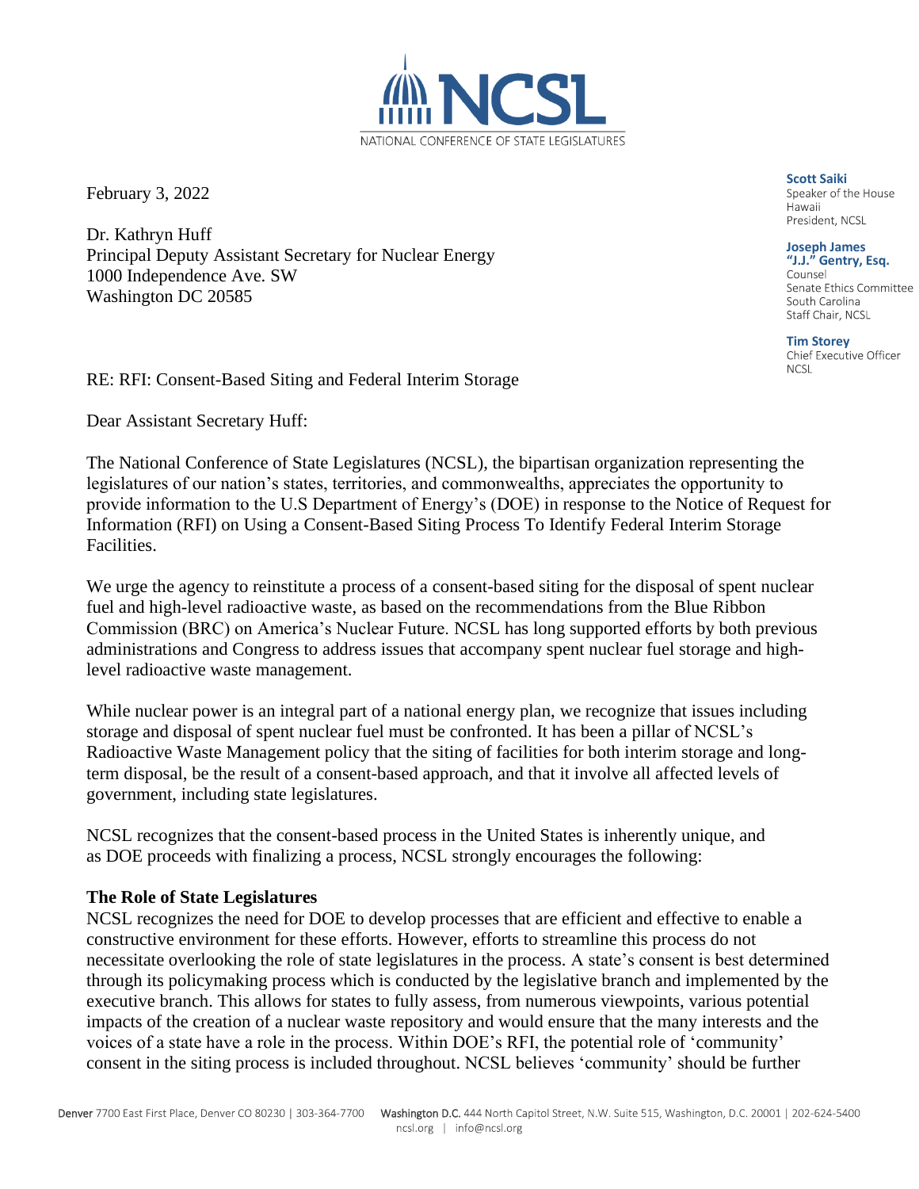NATIONAL CONFERENCE OF STATE LEGISLATURES

**Scott Saiki**
Speaker of the House
Hawaii
President, NCSL

**Joseph James "J.J." Gentry, Esq.**
Counsel
Senate Ethics Committee
South Carolina
Staff Chair, NCSL

**Tim Storey**
Chief Executive Officer
NCSL

February 3, 2022

Dr. Kathryn Huff
Principal Deputy Assistant Secretary for Nuclear Energy
1000 Independence Ave. SW
Washington DC 20585

RE: RFI: Consent-Based Siting and Federal Interim Storage

Dear Assistant Secretary Huff:

The National Conference of State Legislatures (NCSL), the bipartisan organization representing the legislatures of our nation's states, territories, and commonwealths, appreciates the opportunity to provide information to the U.S Department of Energy's (DOE) in response to the Notice of Request for Information (RFI) on Using a Consent-Based Siting Process To Identify Federal Interim Storage Facilities.

We urge the agency to reinstitute a process of a consent-based siting for the disposal of spent nuclear fuel and high-level radioactive waste, as based on the recommendations from the Blue Ribbon Commission (BRC) on America's Nuclear Future. NCSL has long supported efforts by both previous administrations and Congress to address issues that accompany spent nuclear fuel storage and high-level radioactive waste management.

While nuclear power is an integral part of a national energy plan, we recognize that issues including storage and disposal of spent nuclear fuel must be confronted. It has been a pillar of NCSL's Radioactive Waste Management policy that the siting of facilities for both interim storage and long-term disposal, be the result of a consent-based approach, and that it involve all affected levels of government, including state legislatures.

NCSL recognizes that the consent-based process in the United States is inherently unique, and as DOE proceeds with finalizing a process, NCSL strongly encourages the following:

**The Role of State Legislatures**

NCSL recognizes the need for DOE to develop processes that are efficient and effective to enable a constructive environment for these efforts. However, efforts to streamline this process do not necessitate overlooking the role of state legislatures in the process. A state's consent is best determined through its policymaking process which is conducted by the legislative branch and implemented by the executive branch. This allows for states to fully assess, from numerous viewpoints, various potential impacts of the creation of a nuclear waste repository and would ensure that the many interests and the voices of a state have a role in the process. Within DOE's RFI, the potential role of 'community' consent in the siting process is included throughout. NCSL believes 'community' should be further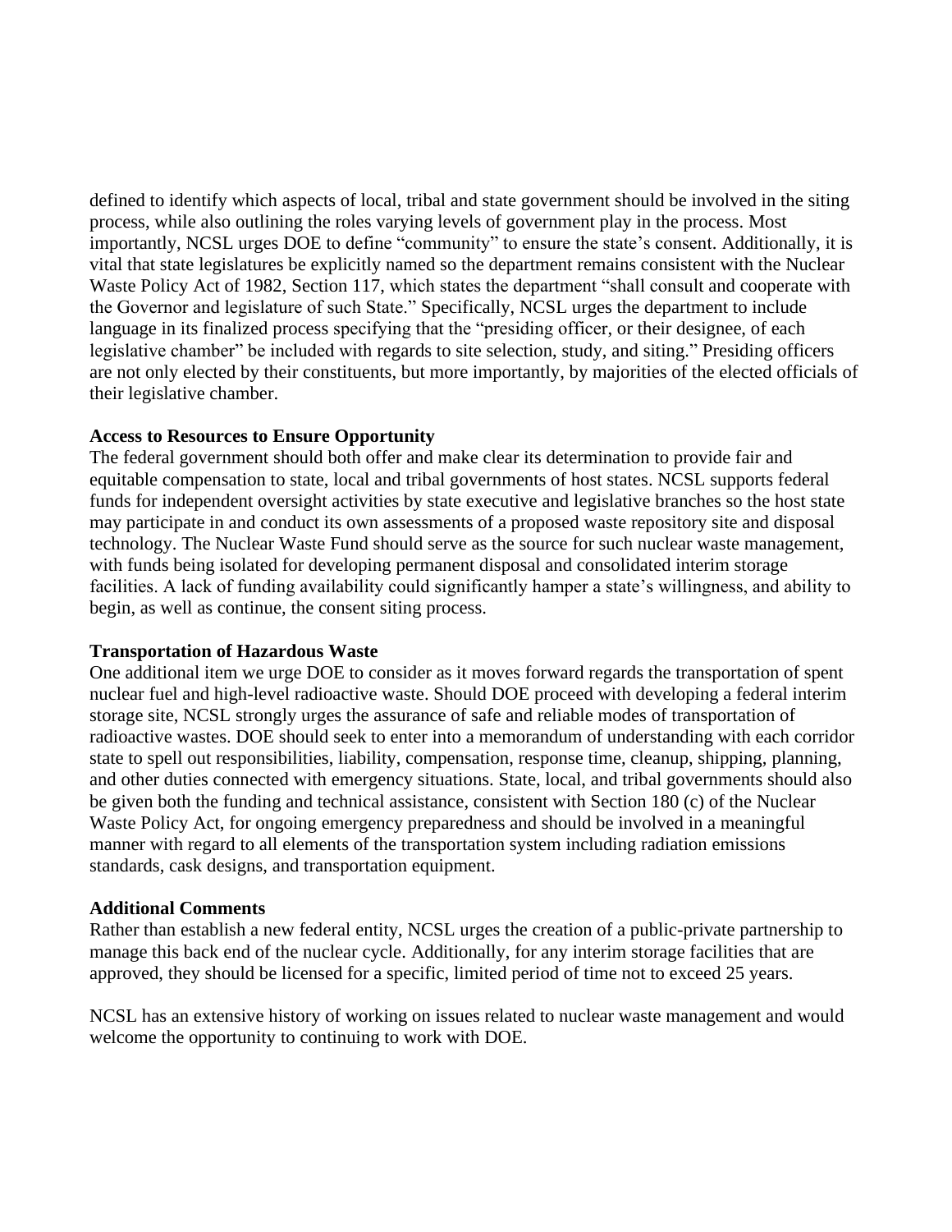defined to identify which aspects of local, tribal and state government should be involved in the siting process, while also outlining the roles varying levels of government play in the process. Most importantly, NCSL urges DOE to define "community" to ensure the state's consent. Additionally, it is vital that state legislatures be explicitly named so the department remains consistent with the Nuclear Waste Policy Act of 1982, Section 117, which states the department "shall consult and cooperate with the Governor and legislature of such State." Specifically, NCSL urges the department to include language in its finalized process specifying that the "presiding officer, or their designee, of each legislative chamber" be included with regards to site selection, study, and siting." Presiding officers are not only elected by their constituents, but more importantly, by majorities of the elected officials of their legislative chamber.

**Access to Resources to Ensure Opportunity**

The federal government should both offer and make clear its determination to provide fair and equitable compensation to state, local and tribal governments of host states. NCSL supports federal funds for independent oversight activities by state executive and legislative branches so the host state may participate in and conduct its own assessments of a proposed waste repository site and disposal technology. The Nuclear Waste Fund should serve as the source for such nuclear waste management, with funds being isolated for developing permanent disposal and consolidated interim storage facilities. A lack of funding availability could significantly hamper a state's willingness, and ability to begin, as well as continue, the consent siting process.

**Transportation of Hazardous Waste**

One additional item we urge DOE to consider as it moves forward regards the transportation of spent nuclear fuel and high-level radioactive waste. Should DOE proceed with developing a federal interim storage site, NCSL strongly urges the assurance of safe and reliable modes of transportation of radioactive wastes. DOE should seek to enter into a memorandum of understanding with each corridor state to spell out responsibilities, liability, compensation, response time, cleanup, shipping, planning, and other duties connected with emergency situations. State, local, and tribal governments should also be given both the funding and technical assistance, consistent with Section 180 (c) of the Nuclear Waste Policy Act, for ongoing emergency preparedness and should be involved in a meaningful manner with regard to all elements of the transportation system including radiation emissions standards, cask designs, and transportation equipment.

**Additional Comments**

Rather than establish a new federal entity, NCSL urges the creation of a public-private partnership to manage this back end of the nuclear cycle. Additionally, for any interim storage facilities that are approved, they should be licensed for a specific, limited period of time not to exceed 25 years.

NCSL has an extensive history of working on issues related to nuclear waste management and would welcome the opportunity to continuing to work with DOE.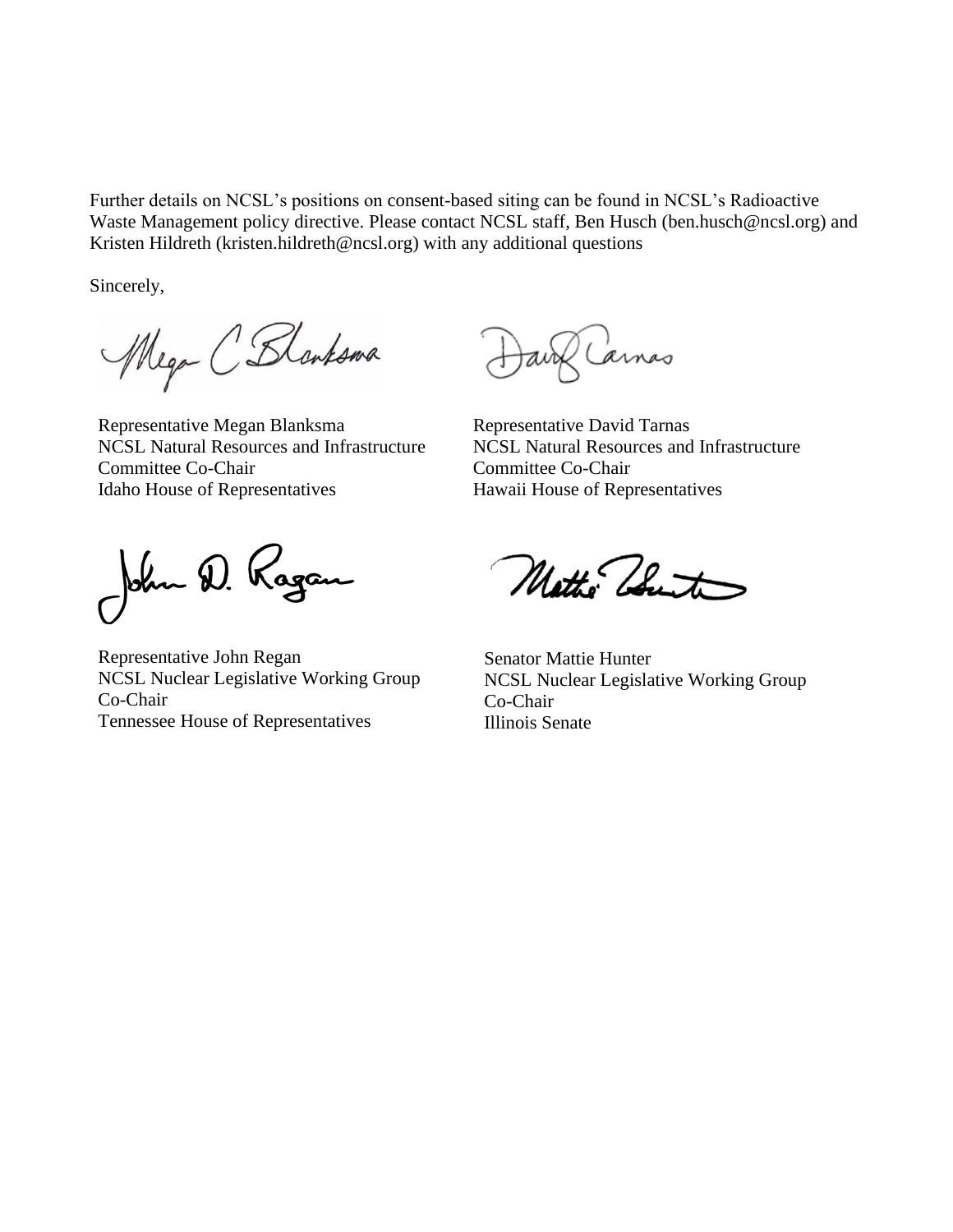Further details on NCSL's positions on consent-based siting can be found in NCSL's Radioactive Waste Management policy directive. Please contact NCSL staff, Ben Husch (ben.husch@ncsl.org) and Kristen Hildreth (kristen.hildreth@ncsl.org) with any additional questions

Sincerely,

Representative Megan Blanksma
NCSL Natural Resources and Infrastructure Committee Co-Chair
Idaho House of Representatives

Representative David Tarnas
NCSL Natural Resources and Infrastructure Committee Co-Chair
Hawaii House of Representatives

Representative John Regan
NCSL Nuclear Legislative Working Group Co-Chair
Tennessee House of Representatives

Senator Mattie Hunter
NCSL Nuclear Legislative Working Group Co-Chair
Illinois Senate